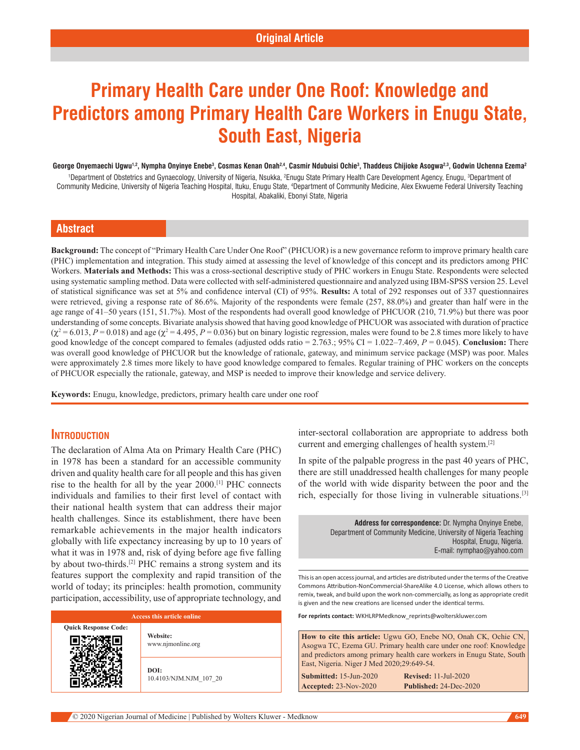Original Article

# Primary Health Care under One Roof: Knowledge and Predictors among Primary Health Care Workers in Enugu State, South East, Nigeria

**George Onyemaechi Ugwu[1,2], Nympha Onyinye Enebe[3], Cosmas Kenan Onah[2,4], Casmir Ndubuisi Ochie[3], Thaddeus Chijioke Asogwa[2,3], Godwin Uchenna Ezema[2]**

[1]Department of Obstetrics and Gynaecology, University of Nigeria, Nsukka, [2]Enugu State Primary Health Care Development Agency, Enugu, [3]Department of Community Medicine, University of Nigeria Teaching Hospital, Ituku, Enugu State, [4]Department of Community Medicine, Alex Ekwueme Federal University Teaching Hospital, Abakaliki, Ebonyi State, Nigeria

## Abstract

**Background:** The concept of "Primary Health Care Under One Roof" (PHCUOR) is a new governance reform to improve primary health care (PHC) implementation and integration. This study aimed at assessing the level of knowledge of this concept and its predictors among PHC Workers. **Materials and Methods:** This was a cross-sectional descriptive study of PHC workers in Enugu State. Respondents were selected using systematic sampling method. Data were collected with self-administered questionnaire and analyzed using IBM-SPSS version 25. Level of statistical significance was set at 5% and confidence interval (CI) of 95%. **Results:** A total of 292 responses out of 337 questionnaires were retrieved, giving a response rate of 86.6%. Majority of the respondents were female (257, 88.0%) and greater than half were in the age range of 41–50 years (151, 51.7%). Most of the respondents had overall good knowledge of PHCUOR (210, 71.9%) but there was poor understanding of some concepts. Bivariate analysis showed that having good knowledge of PHCUOR was associated with duration of practice ($\chi^2 = 6.013$, $P = 0.018$) and age ($\chi^2 = 4.495$, $P = 0.036$) but on binary logistic regression, males were found to be 2.8 times more likely to have good knowledge of the concept compared to females (adjusted odds ratio = 2.763.; 95% CI = 1.022–7.469, $P = 0.045$). **Conclusion:** There was overall good knowledge of PHCUOR but the knowledge of rationale, gateway, and minimum service package (MSP) was poor. Males were approximately 2.8 times more likely to have good knowledge compared to females. Regular training of PHC workers on the concepts of PHCUOR especially the rationale, gateway, and MSP is needed to improve their knowledge and service delivery.

**Keywords:** Enugu, knowledge, predictors, primary health care under one roof

## Introduction

The declaration of Alma Ata on Primary Health Care (PHC) in 1978 has been a standard for an accessible community driven and quality health care for all people and this has given rise to the health for all by the year 2000.[1] PHC connects individuals and families to their first level of contact with their national health system that can address their major health challenges. Since its establishment, there have been remarkable achievements in the major health indicators globally with life expectancy increasing by up to 10 years of what it was in 1978 and, risk of dying before age five falling by about two-thirds.[2] PHC remains a strong system and its features support the complexity and rapid transition of the world of today; its principles: health promotion, community participation, accessibility, use of appropriate technology, and inter-sectoral collaboration are appropriate to address both current and emerging challenges of health system.[2]

In spite of the palpable progress in the past 40 years of PHC, there are still unaddressed health challenges for many people of the world with wide disparity between the poor and the rich, especially for those living in vulnerable situations.[3]

**Address for correspondence:** Dr. Nympha Onyinye Enebe, Department of Community Medicine, University of Nigeria Teaching Hospital, Enugu, Nigeria. E-mail: nymphao@yahoo.com

| Access this article online | |
|---|---|
| Quick Response Code: | **Website:** www.njmonline.org |
| | **DOI:** 10.4103/NJM.NJM_107_20 |

This is an open access journal, and articles are distributed under the terms of the Creative Commons Attribution-NonCommercial-ShareAlike 4.0 License, which allows others to remix, tweak, and build upon the work non-commercially, as long as appropriate credit is given and the new creations are licensed under the identical terms.

**For reprints contact:** WKHLRPMedknow_reprints@wolterskluwer.com

**How to cite this article:** Ugwu GO, Enebe NO, Onah CK, Ochie CN, Asogwa TC, Ezema GU. Primary health care under one roof: Knowledge and predictors among primary health care workers in Enugu State, South East, Nigeria. Niger J Med 2020;29:649-54.

**Submitted:** 15-Jun-2020 **Revised:** 11-Jul-2020
**Accepted:** 23-Nov-2020 **Published:** 24-Dec-2020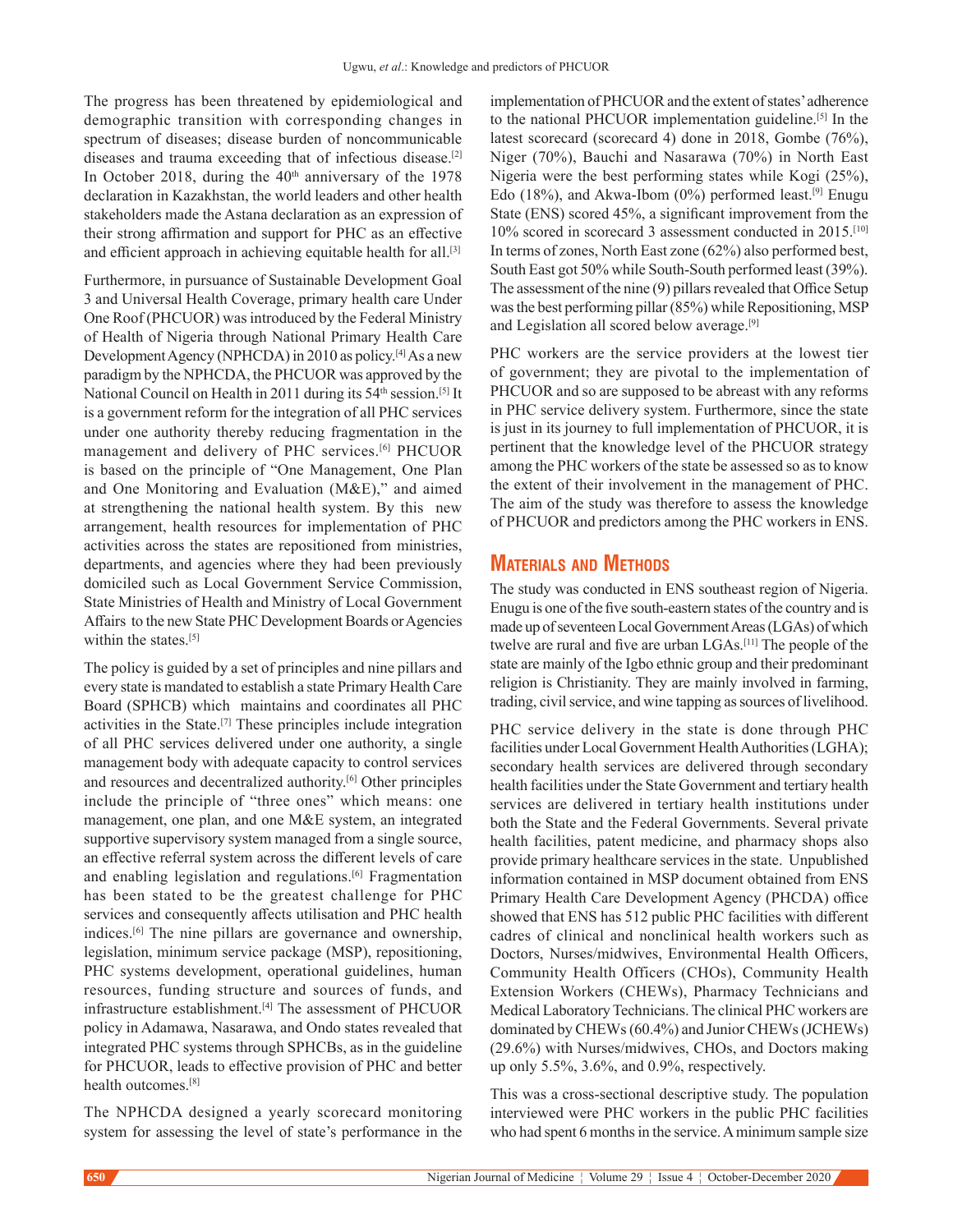The progress has been threatened by epidemiological and demographic transition with corresponding changes in spectrum of diseases; disease burden of noncommunicable diseases and trauma exceeding that of infectious disease.[2] In October 2018, during the 40th anniversary of the 1978 declaration in Kazakhstan, the world leaders and other health stakeholders made the Astana declaration as an expression of their strong affirmation and support for PHC as an effective and efficient approach in achieving equitable health for all.[3]

Furthermore, in pursuance of Sustainable Development Goal 3 and Universal Health Coverage, primary health care Under One Roof (PHCUOR) was introduced by the Federal Ministry of Health of Nigeria through National Primary Health Care Development Agency (NPHCDA) in 2010 as policy.[4] As a new paradigm by the NPHCDA, the PHCUOR was approved by the National Council on Health in 2011 during its 54th session.[5] It is a government reform for the integration of all PHC services under one authority thereby reducing fragmentation in the management and delivery of PHC services.[6] PHCUOR is based on the principle of "One Management, One Plan and One Monitoring and Evaluation (M&E)," and aimed at strengthening the national health system. By this new arrangement, health resources for implementation of PHC activities across the states are repositioned from ministries, departments, and agencies where they had been previously domiciled such as Local Government Service Commission, State Ministries of Health and Ministry of Local Government Affairs to the new State PHC Development Boards or Agencies within the states.[5]

The policy is guided by a set of principles and nine pillars and every state is mandated to establish a state Primary Health Care Board (SPHCB) which maintains and coordinates all PHC activities in the State.[7] These principles include integration of all PHC services delivered under one authority, a single management body with adequate capacity to control services and resources and decentralized authority.[6] Other principles include the principle of "three ones" which means: one management, one plan, and one M&E system, an integrated supportive supervisory system managed from a single source, an effective referral system across the different levels of care and enabling legislation and regulations.[6] Fragmentation has been stated to be the greatest challenge for PHC services and consequently affects utilisation and PHC health indices.[6] The nine pillars are governance and ownership, legislation, minimum service package (MSP), repositioning, PHC systems development, operational guidelines, human resources, funding structure and sources of funds, and infrastructure establishment.[4] The assessment of PHCUOR policy in Adamawa, Nasarawa, and Ondo states revealed that integrated PHC systems through SPHCBs, as in the guideline for PHCUOR, leads to effective provision of PHC and better health outcomes.[8]

The NPHCDA designed a yearly scorecard monitoring system for assessing the level of state's performance in the implementation of PHCUOR and the extent of states' adherence to the national PHCUOR implementation guideline.[5] In the latest scorecard (scorecard 4) done in 2018, Gombe (76%), Niger (70%), Bauchi and Nasarawa (70%) in North East Nigeria were the best performing states while Kogi (25%), Edo (18%), and Akwa-Ibom (0%) performed least.[9] Enugu State (ENS) scored 45%, a significant improvement from the 10% scored in scorecard 3 assessment conducted in 2015.[10] In terms of zones, North East zone (62%) also performed best, South East got 50% while South-South performed least (39%). The assessment of the nine (9) pillars revealed that Office Setup was the best performing pillar (85%) while Repositioning, MSP and Legislation all scored below average.[9]

PHC workers are the service providers at the lowest tier of government; they are pivotal to the implementation of PHCUOR and so are supposed to be abreast with any reforms in PHC service delivery system. Furthermore, since the state is just in its journey to full implementation of PHCUOR, it is pertinent that the knowledge level of the PHCUOR strategy among the PHC workers of the state be assessed so as to know the extent of their involvement in the management of PHC. The aim of the study was therefore to assess the knowledge of PHCUOR and predictors among the PHC workers in ENS.

## Materials and Methods

The study was conducted in ENS southeast region of Nigeria. Enugu is one of the five south-eastern states of the country and is made up of seventeen Local Government Areas (LGAs) of which twelve are rural and five are urban LGAs.[11] The people of the state are mainly of the Igbo ethnic group and their predominant religion is Christianity. They are mainly involved in farming, trading, civil service, and wine tapping as sources of livelihood.

PHC service delivery in the state is done through PHC facilities under Local Government Health Authorities (LGHA); secondary health services are delivered through secondary health facilities under the State Government and tertiary health services are delivered in tertiary health institutions under both the State and the Federal Governments. Several private health facilities, patent medicine, and pharmacy shops also provide primary healthcare services in the state. Unpublished information contained in MSP document obtained from ENS Primary Health Care Development Agency (PHCDA) office showed that ENS has 512 public PHC facilities with different cadres of clinical and nonclinical health workers such as Doctors, Nurses/midwives, Environmental Health Officers, Community Health Officers (CHOs), Community Health Extension Workers (CHEWs), Pharmacy Technicians and Medical Laboratory Technicians. The clinical PHC workers are dominated by CHEWs (60.4%) and Junior CHEWs (JCHEWs) (29.6%) with Nurses/midwives, CHOs, and Doctors making up only 5.5%, 3.6%, and 0.9%, respectively.

This was a cross-sectional descriptive study. The population interviewed were PHC workers in the public PHC facilities who had spent 6 months in the service. A minimum sample size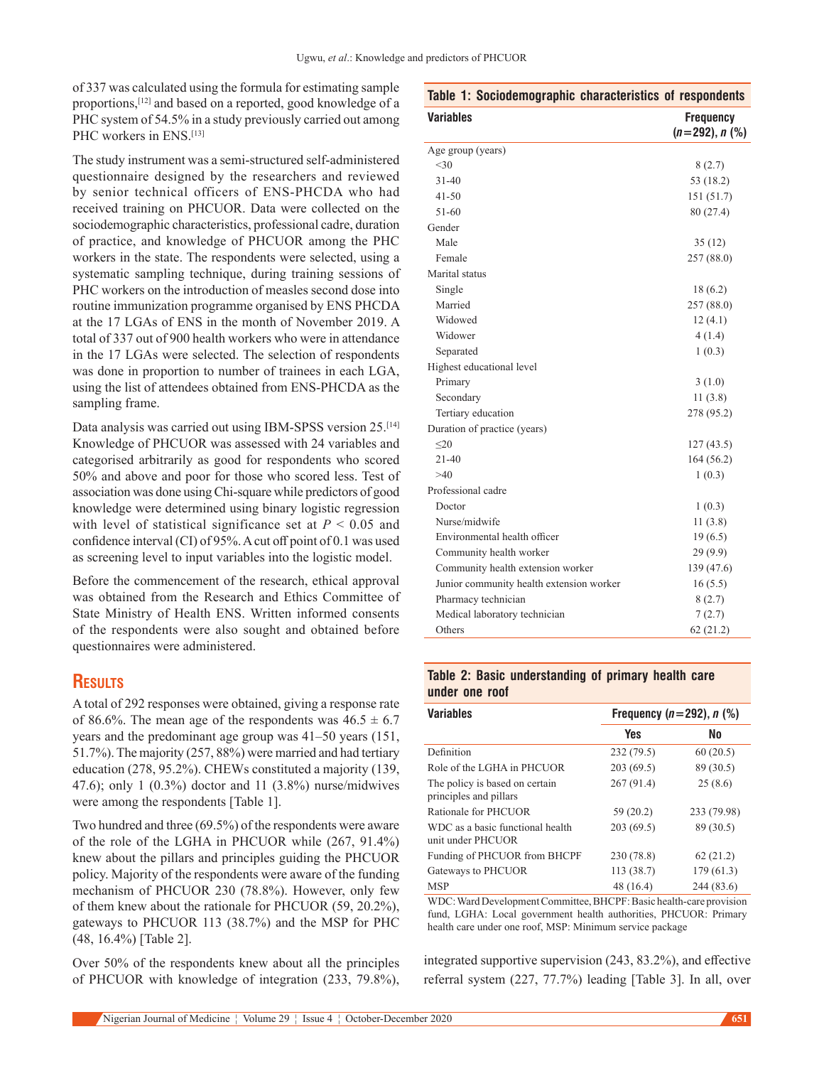of 337 was calculated using the formula for estimating sample proportions,[12] and based on a reported, good knowledge of a PHC system of 54.5% in a study previously carried out among PHC workers in ENS.[13]

The study instrument was a semi-structured self-administered questionnaire designed by the researchers and reviewed by senior technical officers of ENS-PHCDA who had received training on PHCUOR. Data were collected on the sociodemographic characteristics, professional cadre, duration of practice, and knowledge of PHCUOR among the PHC workers in the state. The respondents were selected, using a systematic sampling technique, during training sessions of PHC workers on the introduction of measles second dose into routine immunization programme organised by ENS PHCDA at the 17 LGAs of ENS in the month of November 2019. A total of 337 out of 900 health workers who were in attendance in the 17 LGAs were selected. The selection of respondents was done in proportion to number of trainees in each LGA, using the list of attendees obtained from ENS-PHCDA as the sampling frame.

Data analysis was carried out using IBM-SPSS version 25.[14] Knowledge of PHCUOR was assessed with 24 variables and categorised arbitrarily as good for respondents who scored 50% and above and poor for those who scored less. Test of association was done using Chi-square while predictors of good knowledge were determined using binary logistic regression with level of statistical significance set at $P < 0.05$ and confidence interval (CI) of 95%. A cut off point of 0.1 was used as screening level to input variables into the logistic model.

Before the commencement of the research, ethical approval was obtained from the Research and Ethics Committee of State Ministry of Health ENS. Written informed consents of the respondents were also sought and obtained before questionnaires were administered.

## Results

A total of 292 responses were obtained, giving a response rate of 86.6%. The mean age of the respondents was $46.5 \pm 6.7$ years and the predominant age group was 41–50 years (151, 51.7%). The majority (257, 88%) were married and had tertiary education (278, 95.2%). CHEWs constituted a majority (139, 47.6); only 1 (0.3%) doctor and 11 (3.8%) nurse/midwives were among the respondents [Table 1].

Two hundred and three (69.5%) of the respondents were aware of the role of the LGHA in PHCUOR while (267, 91.4%) knew about the pillars and principles guiding the PHCUOR policy. Majority of the respondents were aware of the funding mechanism of PHCUOR 230 (78.8%). However, only few of them knew about the rationale for PHCUOR (59, 20.2%), gateways to PHCUOR 113 (38.7%) and the MSP for PHC (48, 16.4%) [Table 2].

Over 50% of the respondents knew about all the principles of PHCUOR with knowledge of integration (233, 79.8%), integrated supportive supervision (243, 83.2%), and effective referral system (227, 77.7%) leading [Table 3]. In all, over

**Table 1: Sociodemographic characteristics of respondents**

| Variables | Frequency (*n*=292), *n* (%) |
|---|---|
| Age group (years) | |
| <30 | 8 (2.7) |
| 31-40 | 53 (18.2) |
| 41-50 | 151 (51.7) |
| 51-60 | 80 (27.4) |
| Gender | |
| Male | 35 (12) |
| Female | 257 (88.0) |
| Marital status | |
| Single | 18 (6.2) |
| Married | 257 (88.0) |
| Widowed | 12 (4.1) |
| Widower | 4 (1.4) |
| Separated | 1 (0.3) |
| Highest educational level | |
| Primary | 3 (1.0) |
| Secondary | 11 (3.8) |
| Tertiary education | 278 (95.2) |
| Duration of practice (years) | |
| ≤20 | 127 (43.5) |
| 21-40 | 164 (56.2) |
| >40 | 1 (0.3) |
| Professional cadre | |
| Doctor | 1 (0.3) |
| Nurse/midwife | 11 (3.8) |
| Environmental health officer | 19 (6.5) |
| Community health worker | 29 (9.9) |
| Community health extension worker | 139 (47.6) |
| Junior community health extension worker | 16 (5.5) |
| Pharmacy technician | 8 (2.7) |
| Medical laboratory technician | 7 (2.7) |
| Others | 62 (21.2) |

**Table 2: Basic understanding of primary health care under one roof**

| Variables | Frequency (*n*=292), *n* (%) | |
|---|---|---|
| | Yes | No |
| Definition | 232 (79.5) | 60 (20.5) |
| Role of the LGHA in PHCUOR | 203 (69.5) | 89 (30.5) |
| The policy is based on certain principles and pillars | 267 (91.4) | 25 (8.6) |
| Rationale for PHCUOR | 59 (20.2) | 233 (79.98) |
| WDC as a basic functional health unit under PHCUOR | 203 (69.5) | 89 (30.5) |
| Funding of PHCUOR from BHCPF | 230 (78.8) | 62 (21.2) |
| Gateways to PHCUOR | 113 (38.7) | 179 (61.3) |
| MSP | 48 (16.4) | 244 (83.6) |

WDC: Ward Development Committee, BHCPF: Basic health-care provision fund, LGHA: Local government health authorities, PHCUOR: Primary health care under one roof, MSP: Minimum service package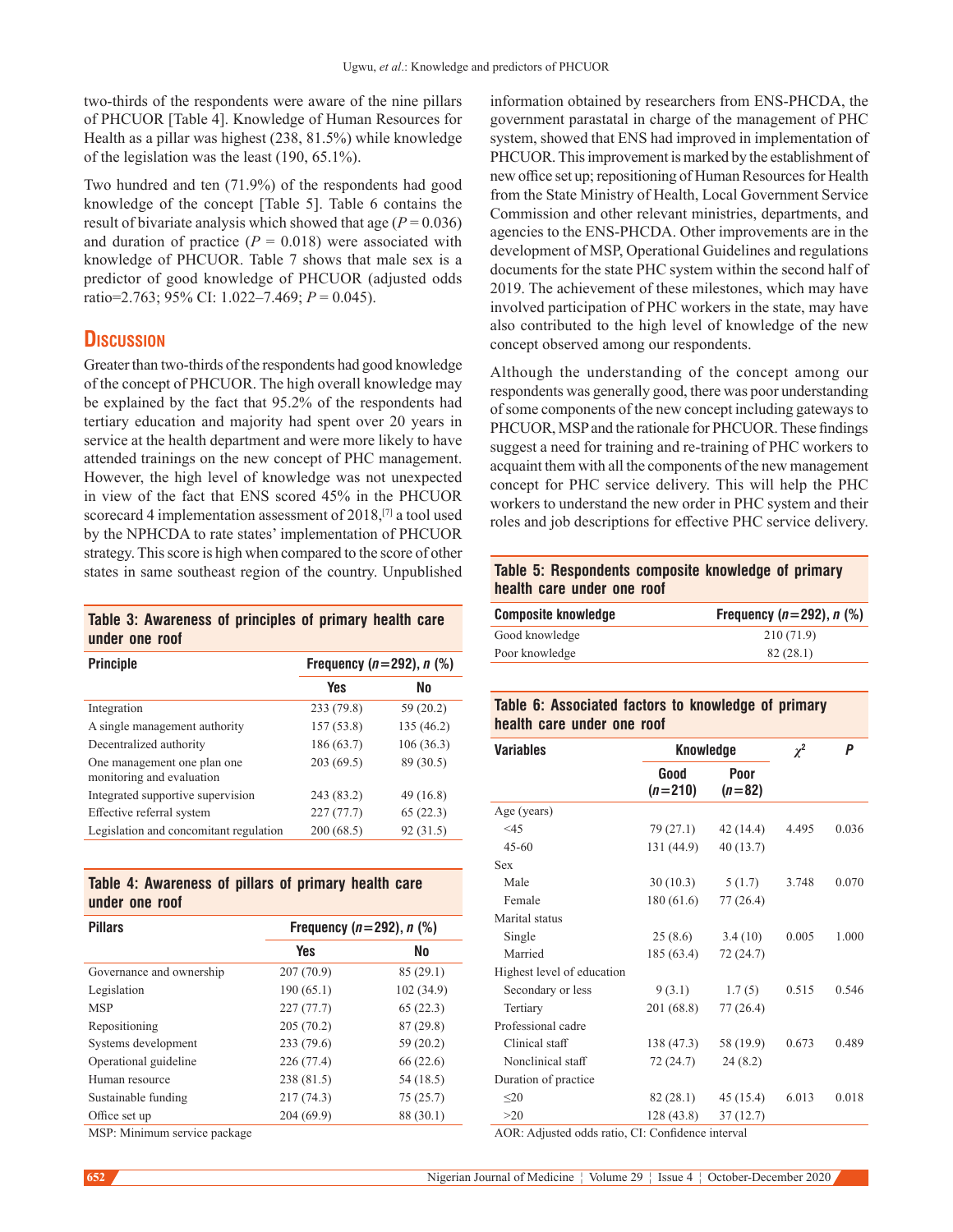two-thirds of the respondents were aware of the nine pillars of PHCUOR [Table 4]. Knowledge of Human Resources for Health as a pillar was highest (238, 81.5%) while knowledge of the legislation was the least (190, 65.1%).

Two hundred and ten (71.9%) of the respondents had good knowledge of the concept [Table 5]. Table 6 contains the result of bivariate analysis which showed that age ($P = 0.036$) and duration of practice ($P = 0.018$) were associated with knowledge of PHCUOR. Table 7 shows that male sex is a predictor of good knowledge of PHCUOR (adjusted odds ratio=2.763; 95% CI: 1.022–7.469; $P = 0.045$).

## Discussion

Greater than two-thirds of the respondents had good knowledge of the concept of PHCUOR. The high overall knowledge may be explained by the fact that 95.2% of the respondents had tertiary education and majority had spent over 20 years in service at the health department and were more likely to have attended trainings on the new concept of PHC management. However, the high level of knowledge was not unexpected in view of the fact that ENS scored 45% in the PHCUOR scorecard 4 implementation assessment of 2018,[7] a tool used by the NPHCDA to rate states' implementation of PHCUOR strategy. This score is high when compared to the score of other states in same southeast region of the country. Unpublished information obtained by researchers from ENS-PHCDA, the government parastatal in charge of the management of PHC system, showed that ENS had improved in implementation of PHCUOR. This improvement is marked by the establishment of new office set up; repositioning of Human Resources for Health from the State Ministry of Health, Local Government Service Commission and other relevant ministries, departments, and agencies to the ENS-PHCDA. Other improvements are in the development of MSP, Operational Guidelines and regulations documents for the state PHC system within the second half of 2019. The achievement of these milestones, which may have involved participation of PHC workers in the state, may have also contributed to the high level of knowledge of the new concept observed among our respondents.

Although the understanding of the concept among our respondents was generally good, there was poor understanding of some components of the new concept including gateways to PHCUOR, MSP and the rationale for PHCUOR. These findings suggest a need for training and re-training of PHC workers to acquaint them with all the components of the new management concept for PHC service delivery. This will help the PHC workers to understand the new order in PHC system and their roles and job descriptions for effective PHC service delivery.

**Table 3: Awareness of principles of primary health care under one roof**

| Principle | Frequency ($n$=292), $n$ (%) | |
|---|---|---|
| | Yes | No |
| Integration | 233 (79.8) | 59 (20.2) |
| A single management authority | 157 (53.8) | 135 (46.2) |
| Decentralized authority | 186 (63.7) | 106 (36.3) |
| One management one plan one monitoring and evaluation | 203 (69.5) | 89 (30.5) |
| Integrated supportive supervision | 243 (83.2) | 49 (16.8) |
| Effective referral system | 227 (77.7) | 65 (22.3) |
| Legislation and concomitant regulation | 200 (68.5) | 92 (31.5) |

**Table 4: Awareness of pillars of primary health care under one roof**

| Pillars | Frequency ($n$=292), $n$ (%) | |
|---|---|---|
| | Yes | No |
| Governance and ownership | 207 (70.9) | 85 (29.1) |
| Legislation | 190 (65.1) | 102 (34.9) |
| MSP | 227 (77.7) | 65 (22.3) |
| Repositioning | 205 (70.2) | 87 (29.8) |
| Systems development | 233 (79.6) | 59 (20.2) |
| Operational guideline | 226 (77.4) | 66 (22.6) |
| Human resource | 238 (81.5) | 54 (18.5) |
| Sustainable funding | 217 (74.3) | 75 (25.7) |
| Office set up | 204 (69.9) | 88 (30.1) |

MSP: Minimum service package

**Table 5: Respondents composite knowledge of primary health care under one roof**

| Composite knowledge | Frequency ($n$=292), $n$ (%) |
|---|---|
| Good knowledge | 210 (71.9) |
| Poor knowledge | 82 (28.1) |

**Table 6: Associated factors to knowledge of primary health care under one roof**

| Variables | Knowledge | | $\chi^2$ | $P$ |
|---|---|---|---|---|
| | Good ($n$=210) | Poor ($n$=82) | | |
| Age (years) | | | | |
| <45 | 79 (27.1) | 42 (14.4) | 4.495 | 0.036 |
| 45-60 | 131 (44.9) | 40 (13.7) | | |
| Sex | | | | |
| Male | 30 (10.3) | 5 (1.7) | 3.748 | 0.070 |
| Female | 180 (61.6) | 77 (26.4) | | |
| Marital status | | | | |
| Single | 25 (8.6) | 3.4 (10) | 0.005 | 1.000 |
| Married | 185 (63.4) | 72 (24.7) | | |
| Highest level of education | | | | |
| Secondary or less | 9 (3.1) | 1.7 (5) | 0.515 | 0.546 |
| Tertiary | 201 (68.8) | 77 (26.4) | | |
| Professional cadre | | | | |
| Clinical staff | 138 (47.3) | 58 (19.9) | 0.673 | 0.489 |
| Nonclinical staff | 72 (24.7) | 24 (8.2) | | |
| Duration of practice | | | | |
| ≤20 | 82 (28.1) | 45 (15.4) | 6.013 | 0.018 |
| >20 | 128 (43.8) | 37 (12.7) | | |

AOR: Adjusted odds ratio, CI: Confidence interval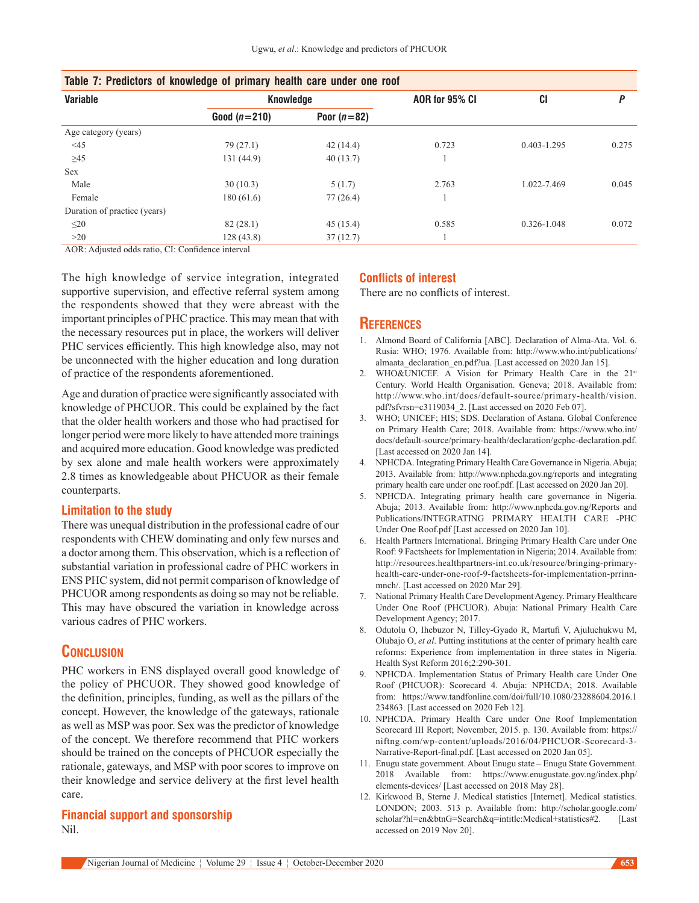**Table 7: Predictors of knowledge of primary health care under one roof**

| Variable | Knowledge | | AOR for 95% CI | CI | *P* |
|---|---|---|---|---|---|
| | Good (*n*=210) | Poor (*n*=82) | | | |
| Age category (years) | | | | | |
| <45 | 79 (27.1) | 42 (14.4) | 0.723 | 0.403-1.295 | 0.275 |
| ≥45 | 131 (44.9) | 40 (13.7) | 1 | | |
| Sex | | | | | |
| Male | 30 (10.3) | 5 (1.7) | 2.763 | 1.022-7.469 | 0.045 |
| Female | 180 (61.6) | 77 (26.4) | 1 | | |
| Duration of practice (years) | | | | | |
| ≤20 | 82 (28.1) | 45 (15.4) | 0.585 | 0.326-1.048 | 0.072 |
| >20 | 128 (43.8) | 37 (12.7) | 1 | | |

AOR: Adjusted odds ratio, CI: Confidence interval

The high knowledge of service integration, integrated supportive supervision, and effective referral system among the respondents showed that they were abreast with the important principles of PHC practice. This may mean that with the necessary resources put in place, the workers will deliver PHC services efficiently. This high knowledge also, may not be unconnected with the higher education and long duration of practice of the respondents aforementioned.

Age and duration of practice were significantly associated with knowledge of PHCUOR. This could be explained by the fact that the older health workers and those who had practised for longer period were more likely to have attended more trainings and acquired more education. Good knowledge was predicted by sex alone and male health workers were approximately 2.8 times as knowledgeable about PHCUOR as their female counterparts.

### Limitation to the study

There was unequal distribution in the professional cadre of our respondents with CHEW dominating and only few nurses and a doctor among them. This observation, which is a reflection of substantial variation in professional cadre of PHC workers in ENS PHC system, did not permit comparison of knowledge of PHCUOR among respondents as doing so may not be reliable. This may have obscured the variation in knowledge across various cadres of PHC workers.

## Conclusion

PHC workers in ENS displayed overall good knowledge of the policy of PHCUOR. They showed good knowledge of the definition, principles, funding, as well as the pillars of the concept. However, the knowledge of the gateways, rationale as well as MSP was poor. Sex was the predictor of knowledge of the concept. We therefore recommend that PHC workers should be trained on the concepts of PHCUOR especially the rationale, gateways, and MSP with poor scores to improve on their knowledge and service delivery at the first level health care.

### Financial support and sponsorship

Nil.

### Conflicts of interest

There are no conflicts of interest.

## References

1. Almond Board of California [ABC]. Declaration of Alma-Ata. Vol. 6. Rusia: WHO; 1976. Available from: http://www.who.int/publications/almaata_declaration_en.pdf?ua. [Last accessed on 2020 Jan 15].
2. WHO&UNICEF. A Vision for Primary Health Care in the 21st Century. World Health Organisation. Geneva; 2018. Available from: http://www.who.int/docs/default-source/primary-health/vision.pdf?sfvrsn=c3119034_2. [Last accessed on 2020 Feb 07].
3. WHO; UNICEF; HIS; SDS. Declaration of Astana. Global Conference on Primary Health Care; 2018. Available from: https://www.who.int/docs/default-source/primary-health/declaration/gcphc-declaration.pdf. [Last accessed on 2020 Jan 14].
4. NPHCDA. Integrating Primary Health Care Governance in Nigeria. Abuja; 2013. Available from: http://www.nphcda.gov.ng/reports and integrating primary health care under one roof.pdf. [Last accessed on 2020 Jan 20].
5. NPHCDA. Integrating primary health care governance in Nigeria. Abuja; 2013. Available from: http://www.nphcda.gov.ng/Reports and Publications/INTEGRATING PRIMARY HEALTH CARE -PHC Under One Roof.pdf [Last accessed on 2020 Jan 10].
6. Health Partners International. Bringing Primary Health Care under One Roof: 9 Factsheets for Implementation in Nigeria; 2014. Available from: http://resources.healthpartners-int.co.uk/resource/bringing-primary-health-care-under-one-roof-9-factsheets-for-implementation-prrinn-mnch/. [Last accessed on 2020 Mar 29].
7. National Primary Health Care Development Agency. Primary Healthcare Under One Roof (PHCUOR). Abuja: National Primary Health Care Development Agency; 2017.
8. Odutolu O, Ihebuzor N, Tilley-Gyado R, Martufi V, Ajuluchukwu M, Olubajo O, *et al*. Putting institutions at the center of primary health care reforms: Experience from implementation in three states in Nigeria. Health Syst Reform 2016;2:290-301.
9. NPHCDA. Implementation Status of Primary Health care Under One Roof (PHCUOR): Scorecard 4. Abuja: NPHCDA; 2018. Available from: https://www.tandfonline.com/doi/full/10.1080/23288604.2016.1234863. [Last accessed on 2020 Feb 12].
10. NPHCDA. Primary Health Care under One Roof Implementation Scorecard III Report; November, 2015. p. 130. Available from: https://niftng.com/wp-content/uploads/2016/04/PHCUOR-Scorecard-3-Narrative-Report-final.pdf. [Last accessed on 2020 Jan 05].
11. Enugu state government. About Enugu state – Enugu State Government. 2018 Available from: https://www.enugustate.gov.ng/index.php/elements-devices/ [Last accessed on 2018 May 28].
12. Kirkwood B, Sterne J. Medical statistics [Internet]. Medical statistics. LONDON; 2003. 513 p. Available from: http://scholar.google.com/scholar?hl=en&btnG=Search&q=intitle:Medical+statistics#2. [Last accessed on 2019 Nov 20].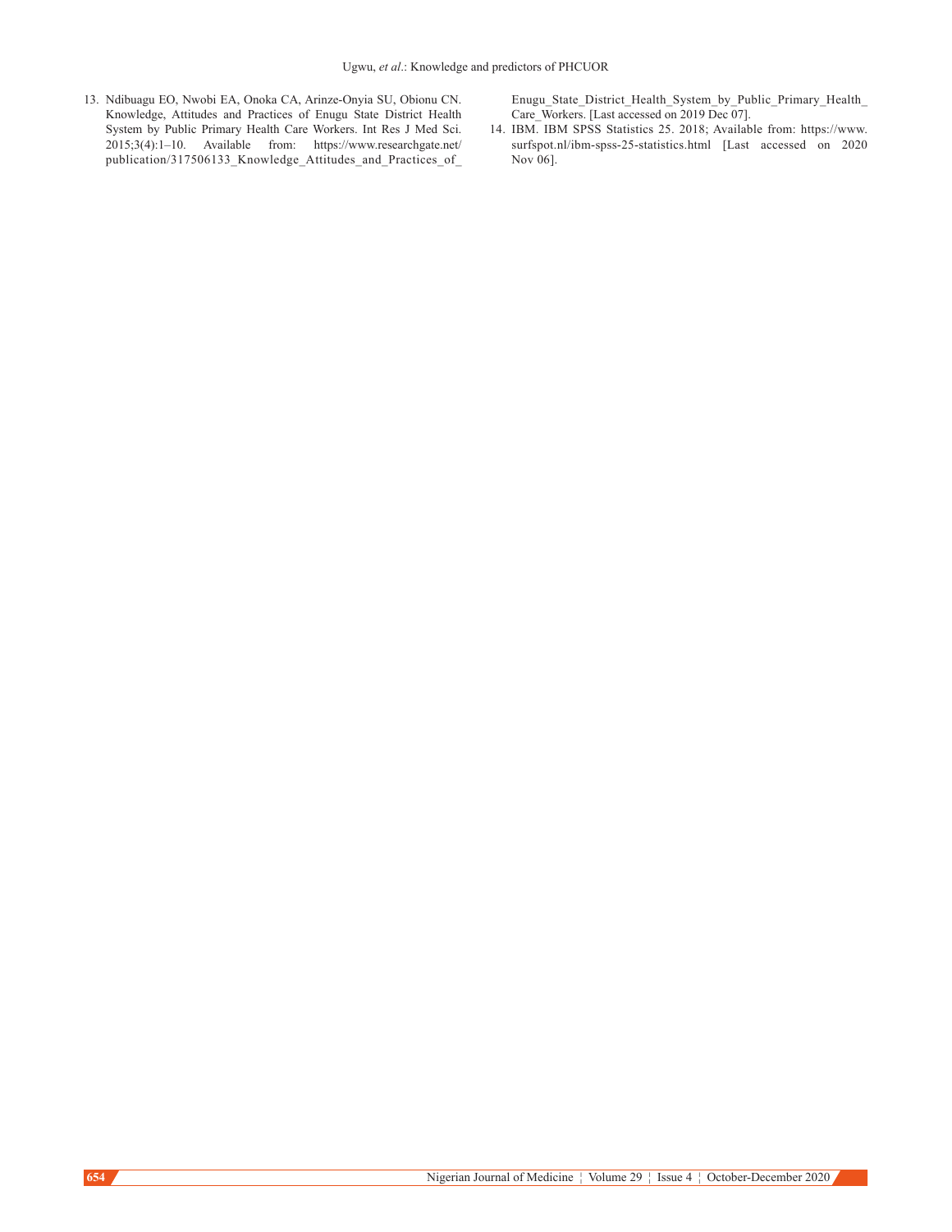13. Ndibuagu EO, Nwobi EA, Onoka CA, Arinze-Onyia SU, Obionu CN. Knowledge, Attitudes and Practices of Enugu State District Health System by Public Primary Health Care Workers. Int Res J Med Sci. 2015;3(4):1–10. Available from: https://www.researchgate.net/publication/317506133_Knowledge_Attitudes_and_Practices_of_Enugu_State_District_Health_System_by_Public_Primary_Health_Care_Workers. [Last accessed on 2019 Dec 07].
14. IBM. IBM SPSS Statistics 25. 2018; Available from: https://www.surfspot.nl/ibm-spss-25-statistics.html [Last accessed on 2020 Nov 06].